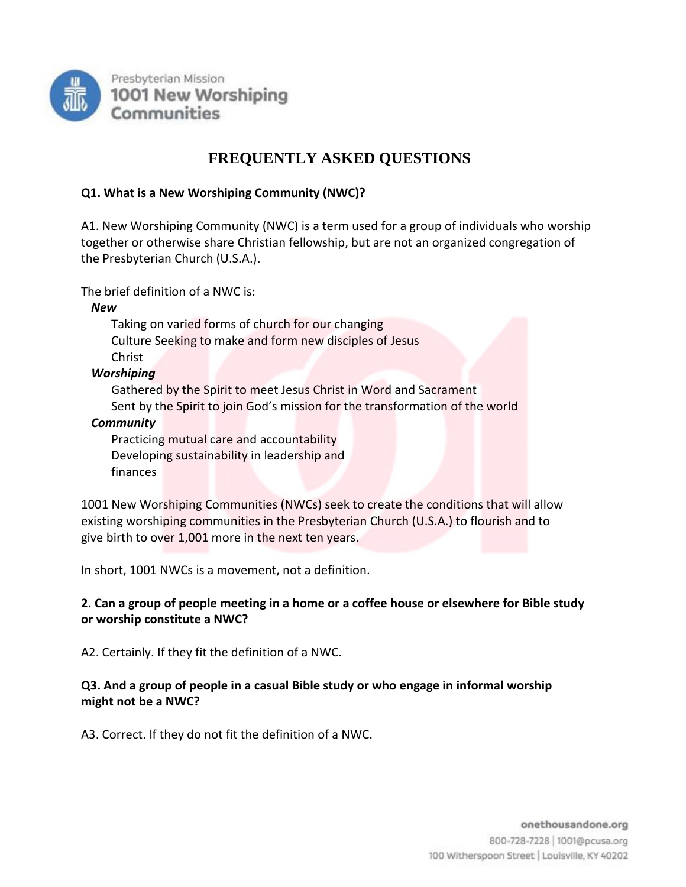Presbyterian Mission
**1001 New Worshiping Communities**

# FREQUENTLY ASKED QUESTIONS

**Q1. What is a New Worshiping Community (NWC)?**

A1. New Worshiping Community (NWC) is a term used for a group of individuals who worship together or otherwise share Christian fellowship, but are not an organized congregation of the Presbyterian Church (U.S.A.).

The brief definition of a NWC is:

***New***

Taking on varied forms of church for our changing
Culture Seeking to make and form new disciples of Jesus
Christ

***Worshiping***

Gathered by the Spirit to meet Jesus Christ in Word and Sacrament
Sent by the Spirit to join God's mission for the transformation of the world

***Community***

Practicing mutual care and accountability
Developing sustainability in leadership and
finances

1001 New Worshiping Communities (NWCs) seek to create the conditions that will allow existing worshiping communities in the Presbyterian Church (U.S.A.) to flourish and to give birth to over 1,001 more in the next ten years.

In short, 1001 NWCs is a movement, not a definition.

**2. Can a group of people meeting in a home or a coffee house or elsewhere for Bible study or worship constitute a NWC?**

A2. Certainly. If they fit the definition of a NWC.

**Q3. And a group of people in a casual Bible study or who engage in informal worship might not be a NWC?**

A3. Correct. If they do not fit the definition of a NWC.

onethousandone.org
800-728-7228 | 1001@pcusa.org
100 Witherspoon Street | Louisville, KY 40202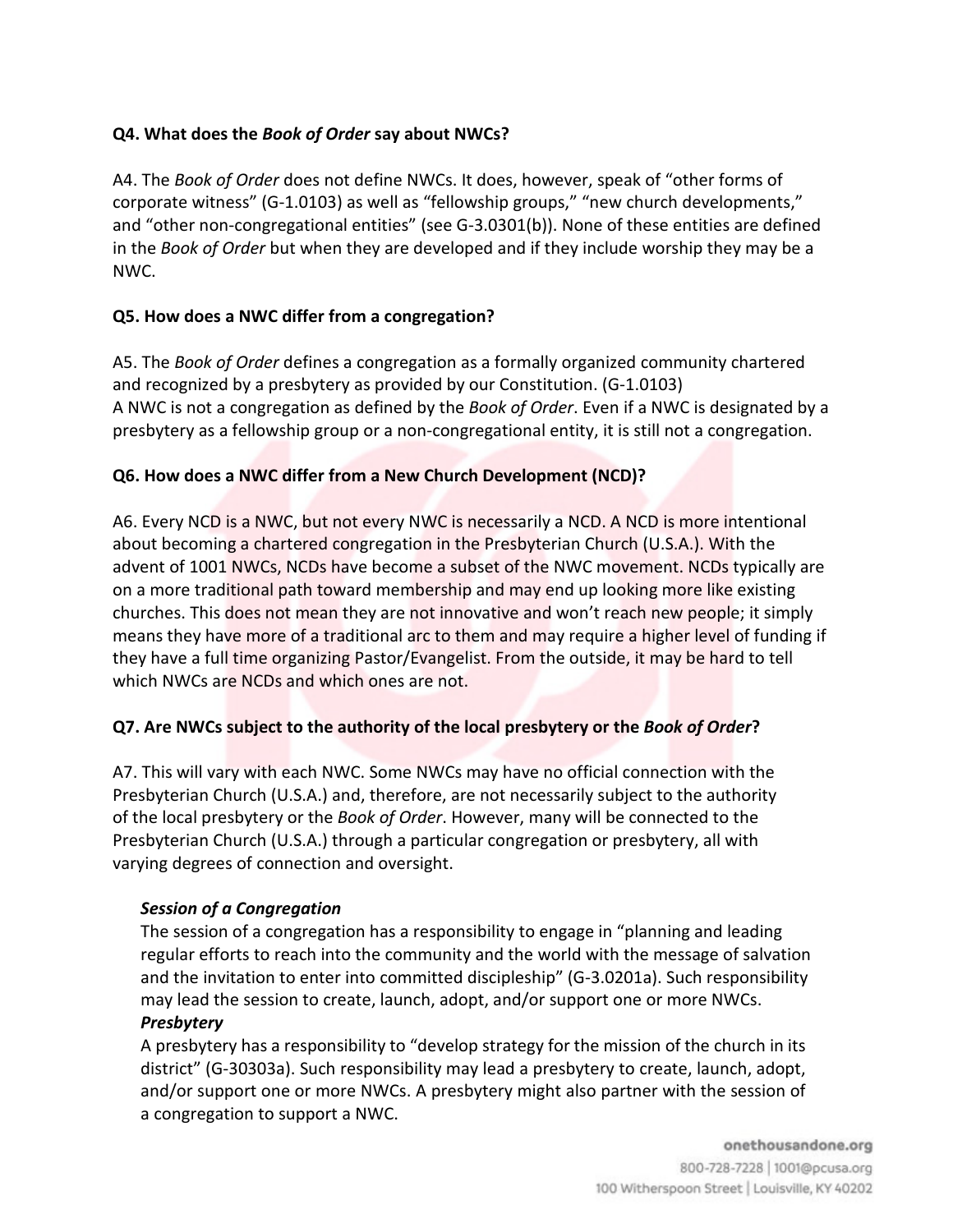**Q4. What does the *Book of Order* say about NWCs?**

A4. The *Book of Order* does not define NWCs. It does, however, speak of "other forms of corporate witness" (G-1.0103) as well as "fellowship groups," "new church developments," and "other non-congregational entities" (see G-3.0301(b)). None of these entities are defined in the *Book of Order* but when they are developed and if they include worship they may be a NWC.

**Q5. How does a NWC differ from a congregation?**

A5. The *Book of Order* defines a congregation as a formally organized community chartered and recognized by a presbytery as provided by our Constitution. (G-1.0103)
A NWC is not a congregation as defined by the *Book of Order*. Even if a NWC is designated by a presbytery as a fellowship group or a non-congregational entity, it is still not a congregation.

**Q6. How does a NWC differ from a New Church Development (NCD)?**

A6. Every NCD is a NWC, but not every NWC is necessarily a NCD. A NCD is more intentional about becoming a chartered congregation in the Presbyterian Church (U.S.A.). With the advent of 1001 NWCs, NCDs have become a subset of the NWC movement. NCDs typically are on a more traditional path toward membership and may end up looking more like existing churches. This does not mean they are not innovative and won't reach new people; it simply means they have more of a traditional arc to them and may require a higher level of funding if they have a full time organizing Pastor/Evangelist. From the outside, it may be hard to tell which NWCs are NCDs and which ones are not.

**Q7. Are NWCs subject to the authority of the local presbytery or the *Book of Order*?**

A7. This will vary with each NWC. Some NWCs may have no official connection with the Presbyterian Church (U.S.A.) and, therefore, are not necessarily subject to the authority of the local presbytery or the *Book of Order*. However, many will be connected to the Presbyterian Church (U.S.A.) through a particular congregation or presbytery, all with varying degrees of connection and oversight.

***Session of a Congregation***
The session of a congregation has a responsibility to engage in "planning and leading regular efforts to reach into the community and the world with the message of salvation and the invitation to enter into committed discipleship" (G-3.0201a). Such responsibility may lead the session to create, launch, adopt, and/or support one or more NWCs.

***Presbytery***
A presbytery has a responsibility to "develop strategy for the mission of the church in its district" (G-30303a). Such responsibility may lead a presbytery to create, launch, adopt, and/or support one or more NWCs. A presbytery might also partner with the session of a congregation to support a NWC.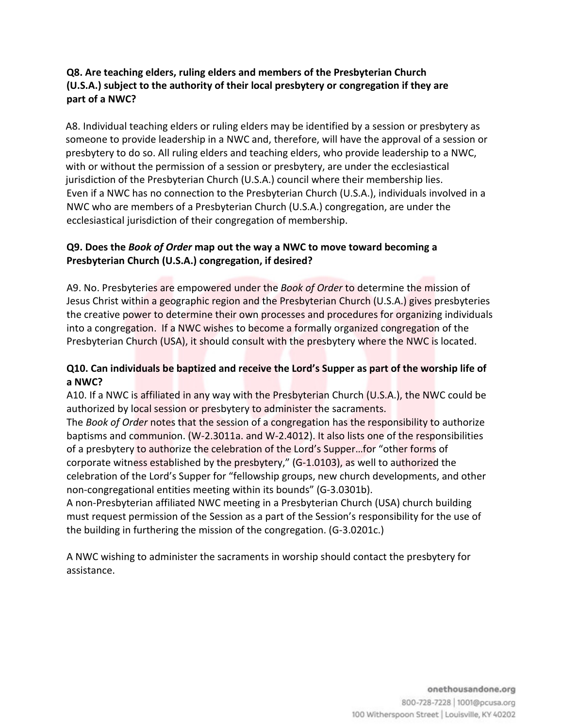**Q8. Are teaching elders, ruling elders and members of the Presbyterian Church (U.S.A.) subject to the authority of their local presbytery or congregation if they are part of a NWC?**

A8. Individual teaching elders or ruling elders may be identified by a session or presbytery as someone to provide leadership in a NWC and, therefore, will have the approval of a session or presbytery to do so. All ruling elders and teaching elders, who provide leadership to a NWC, with or without the permission of a session or presbytery, are under the ecclesiastical jurisdiction of the Presbyterian Church (U.S.A.) council where their membership lies. Even if a NWC has no connection to the Presbyterian Church (U.S.A.), individuals involved in a NWC who are members of a Presbyterian Church (U.S.A.) congregation, are under the ecclesiastical jurisdiction of their congregation of membership.

**Q9. Does the *Book of Order* map out the way a NWC to move toward becoming a Presbyterian Church (U.S.A.) congregation, if desired?**

A9. No. Presbyteries are empowered under the *Book of Order* to determine the mission of Jesus Christ within a geographic region and the Presbyterian Church (U.S.A.) gives presbyteries the creative power to determine their own processes and procedures for organizing individuals into a congregation. If a NWC wishes to become a formally organized congregation of the Presbyterian Church (USA), it should consult with the presbytery where the NWC is located.

**Q10. Can individuals be baptized and receive the Lord's Supper as part of the worship life of a NWC?**

A10. If a NWC is affiliated in any way with the Presbyterian Church (U.S.A.), the NWC could be authorized by local session or presbytery to administer the sacraments.

The *Book of Order* notes that the session of a congregation has the responsibility to authorize baptisms and communion. (W-2.3011a. and W-2.4012). It also lists one of the responsibilities of a presbytery to authorize the celebration of the Lord's Supper…for "other forms of corporate witness established by the presbytery," (G-1.0103), as well to authorized the celebration of the Lord's Supper for "fellowship groups, new church developments, and other non-congregational entities meeting within its bounds" (G-3.0301b).

A non-Presbyterian affiliated NWC meeting in a Presbyterian Church (USA) church building must request permission of the Session as a part of the Session's responsibility for the use of the building in furthering the mission of the congregation. (G-3.0201c.)

A NWC wishing to administer the sacraments in worship should contact the presbytery for assistance.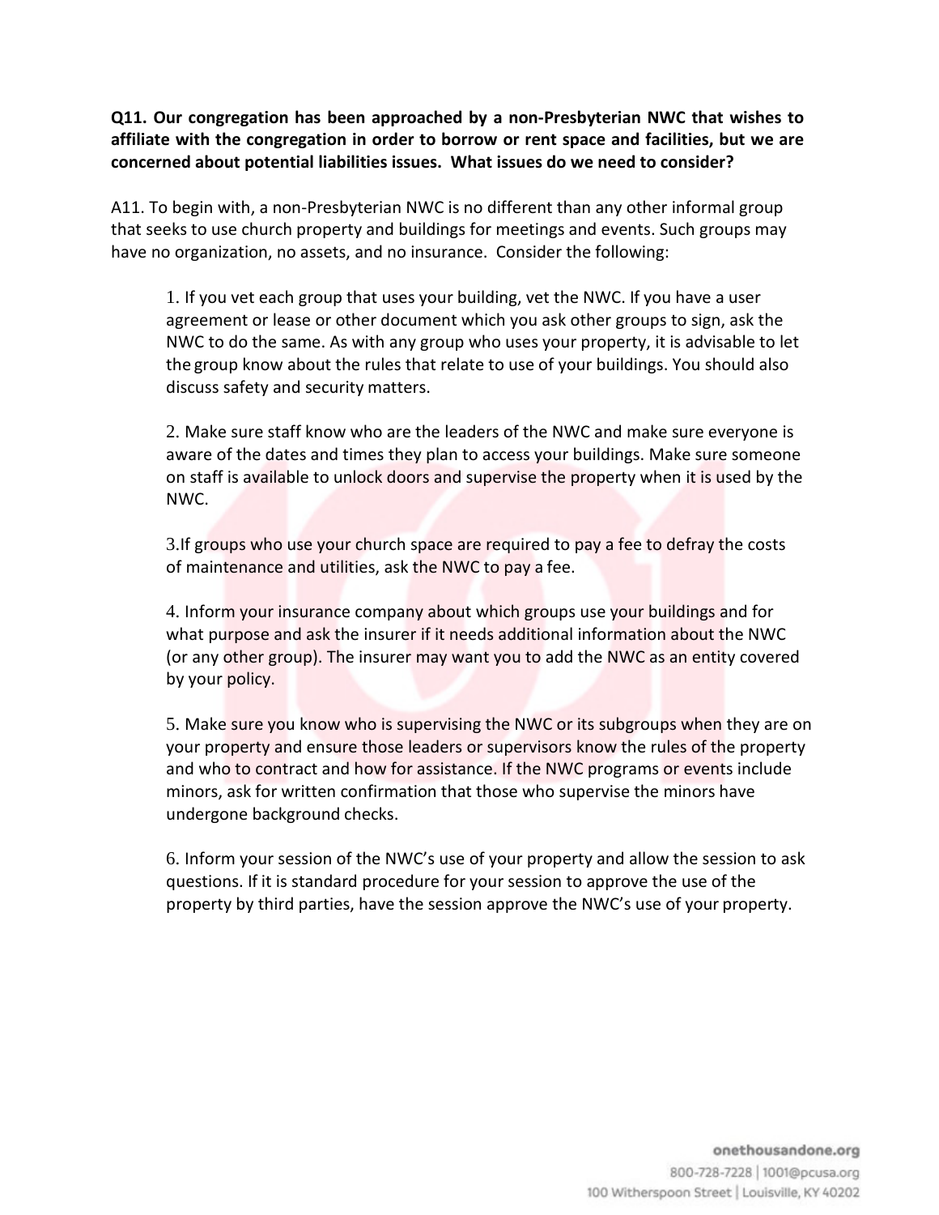**Q11. Our congregation has been approached by a non-Presbyterian NWC that wishes to affiliate with the congregation in order to borrow or rent space and facilities, but we are concerned about potential liabilities issues. What issues do we need to consider?**

A11. To begin with, a non-Presbyterian NWC is no different than any other informal group that seeks to use church property and buildings for meetings and events. Such groups may have no organization, no assets, and no insurance. Consider the following:

1. If you vet each group that uses your building, vet the NWC. If you have a user agreement or lease or other document which you ask other groups to sign, ask the NWC to do the same. As with any group who uses your property, it is advisable to let the group know about the rules that relate to use of your buildings. You should also discuss safety and security matters.

2. Make sure staff know who are the leaders of the NWC and make sure everyone is aware of the dates and times they plan to access your buildings. Make sure someone on staff is available to unlock doors and supervise the property when it is used by the NWC.

3. If groups who use your church space are required to pay a fee to defray the costs of maintenance and utilities, ask the NWC to pay a fee.

4. Inform your insurance company about which groups use your buildings and for what purpose and ask the insurer if it needs additional information about the NWC (or any other group). The insurer may want you to add the NWC as an entity covered by your policy.

5. Make sure you know who is supervising the NWC or its subgroups when they are on your property and ensure those leaders or supervisors know the rules of the property and who to contract and how for assistance. If the NWC programs or events include minors, ask for written confirmation that those who supervise the minors have undergone background checks.

6. Inform your session of the NWC's use of your property and allow the session to ask questions. If it is standard procedure for your session to approve the use of the property by third parties, have the session approve the NWC's use of your property.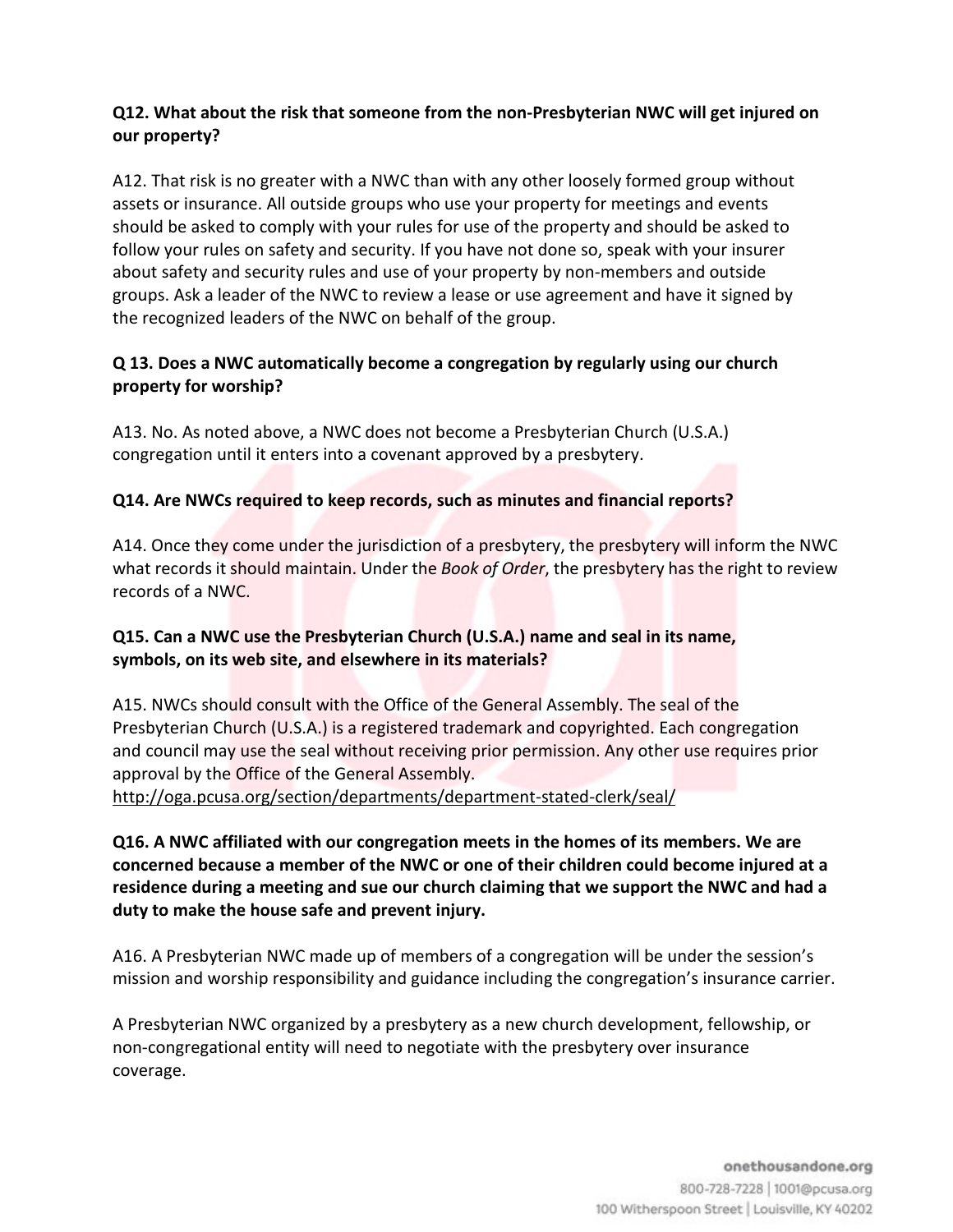**Q12. What about the risk that someone from the non-Presbyterian NWC will get injured on our property?**

A12. That risk is no greater with a NWC than with any other loosely formed group without assets or insurance. All outside groups who use your property for meetings and events should be asked to comply with your rules for use of the property and should be asked to follow your rules on safety and security. If you have not done so, speak with your insurer about safety and security rules and use of your property by non-members and outside groups. Ask a leader of the NWC to review a lease or use agreement and have it signed by the recognized leaders of the NWC on behalf of the group.

**Q 13. Does a NWC automatically become a congregation by regularly using our church property for worship?**

A13. No. As noted above, a NWC does not become a Presbyterian Church (U.S.A.) congregation until it enters into a covenant approved by a presbytery.

**Q14. Are NWCs required to keep records, such as minutes and financial reports?**

A14. Once they come under the jurisdiction of a presbytery, the presbytery will inform the NWC what records it should maintain. Under the *Book of Order*, the presbytery has the right to review records of a NWC.

**Q15. Can a NWC use the Presbyterian Church (U.S.A.) name and seal in its name, symbols, on its web site, and elsewhere in its materials?**

A15. NWCs should consult with the Office of the General Assembly. The seal of the Presbyterian Church (U.S.A.) is a registered trademark and copyrighted. Each congregation and council may use the seal without receiving prior permission. Any other use requires prior approval by the Office of the General Assembly.
http://oga.pcusa.org/section/departments/department-stated-clerk/seal/

**Q16. A NWC affiliated with our congregation meets in the homes of its members. We are concerned because a member of the NWC or one of their children could become injured at a residence during a meeting and sue our church claiming that we support the NWC and had a duty to make the house safe and prevent injury.**

A16. A Presbyterian NWC made up of members of a congregation will be under the session's mission and worship responsibility and guidance including the congregation's insurance carrier.

A Presbyterian NWC organized by a presbytery as a new church development, fellowship, or non-congregational entity will need to negotiate with the presbytery over insurance coverage.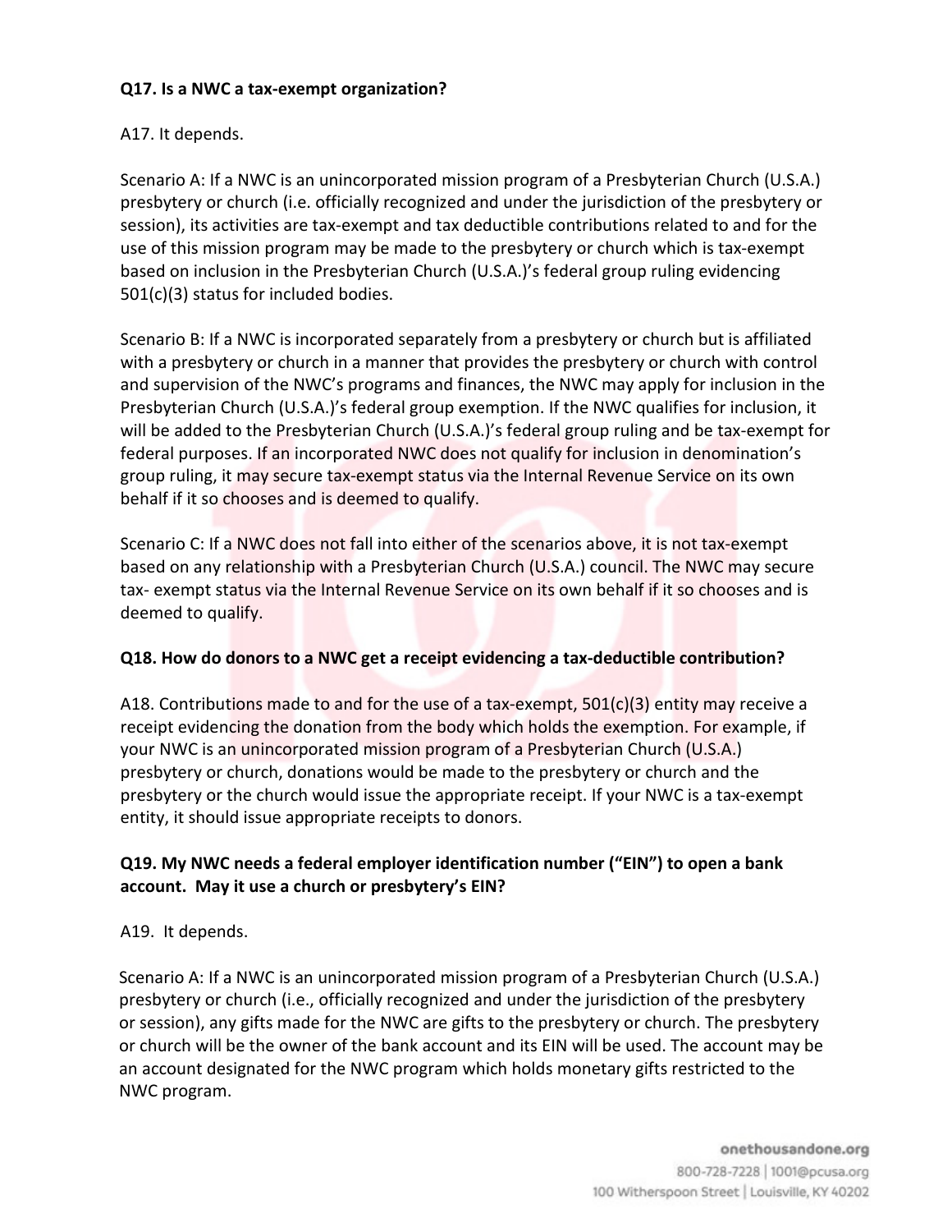**Q17. Is a NWC a tax-exempt organization?**

A17. It depends.

Scenario A: If a NWC is an unincorporated mission program of a Presbyterian Church (U.S.A.) presbytery or church (i.e. officially recognized and under the jurisdiction of the presbytery or session), its activities are tax-exempt and tax deductible contributions related to and for the use of this mission program may be made to the presbytery or church which is tax-exempt based on inclusion in the Presbyterian Church (U.S.A.)'s federal group ruling evidencing 501(c)(3) status for included bodies.

Scenario B: If a NWC is incorporated separately from a presbytery or church but is affiliated with a presbytery or church in a manner that provides the presbytery or church with control and supervision of the NWC's programs and finances, the NWC may apply for inclusion in the Presbyterian Church (U.S.A.)'s federal group exemption. If the NWC qualifies for inclusion, it will be added to the Presbyterian Church (U.S.A.)'s federal group ruling and be tax-exempt for federal purposes. If an incorporated NWC does not qualify for inclusion in denomination's group ruling, it may secure tax-exempt status via the Internal Revenue Service on its own behalf if it so chooses and is deemed to qualify.

Scenario C: If a NWC does not fall into either of the scenarios above, it is not tax-exempt based on any relationship with a Presbyterian Church (U.S.A.) council. The NWC may secure tax- exempt status via the Internal Revenue Service on its own behalf if it so chooses and is deemed to qualify.

**Q18. How do donors to a NWC get a receipt evidencing a tax-deductible contribution?**

A18. Contributions made to and for the use of a tax-exempt, 501(c)(3) entity may receive a receipt evidencing the donation from the body which holds the exemption. For example, if your NWC is an unincorporated mission program of a Presbyterian Church (U.S.A.) presbytery or church, donations would be made to the presbytery or church and the presbytery or the church would issue the appropriate receipt. If your NWC is a tax-exempt entity, it should issue appropriate receipts to donors.

**Q19. My NWC needs a federal employer identification number ("EIN") to open a bank account. May it use a church or presbytery's EIN?**

A19. It depends.

Scenario A: If a NWC is an unincorporated mission program of a Presbyterian Church (U.S.A.) presbytery or church (i.e., officially recognized and under the jurisdiction of the presbytery or session), any gifts made for the NWC are gifts to the presbytery or church. The presbytery or church will be the owner of the bank account and its EIN will be used. The account may be an account designated for the NWC program which holds monetary gifts restricted to the NWC program.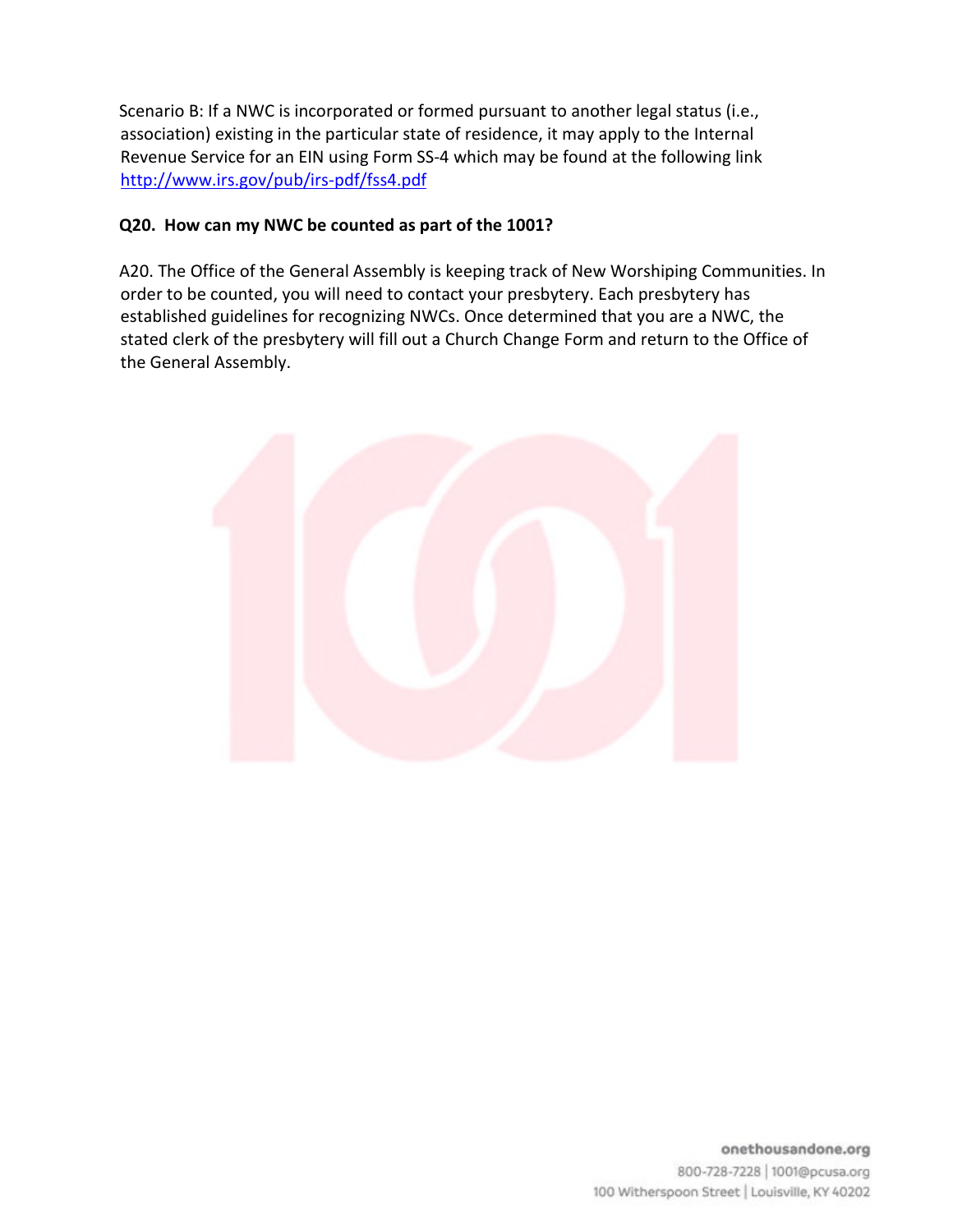Scenario B: If a NWC is incorporated or formed pursuant to another legal status (i.e., association) existing in the particular state of residence, it may apply to the Internal Revenue Service for an EIN using Form SS-4 which may be found at the following link http://www.irs.gov/pub/irs-pdf/fss4.pdf

**Q20. How can my NWC be counted as part of the 1001?**

A20. The Office of the General Assembly is keeping track of New Worshiping Communities. In order to be counted, you will need to contact your presbytery. Each presbytery has established guidelines for recognizing NWCs. Once determined that you are a NWC, the stated clerk of the presbytery will fill out a Church Change Form and return to the Office of the General Assembly.